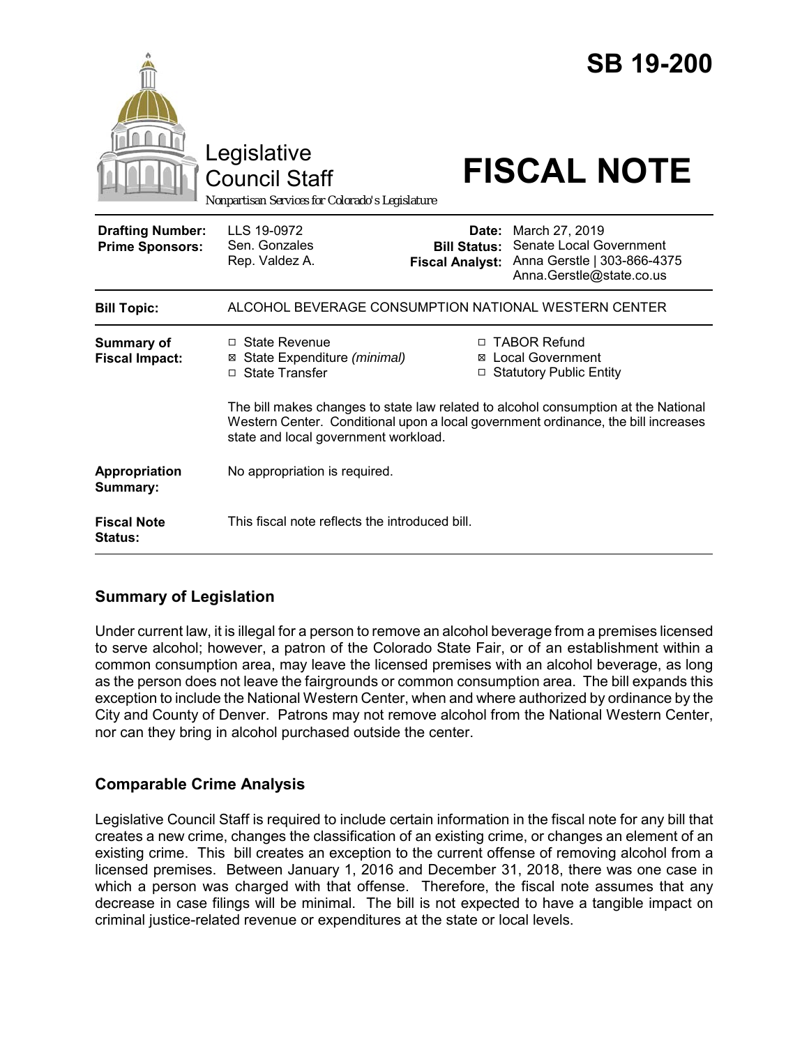# SB 19-200

Legislative Council Staff

*Nonpartisan Services for Colorado's Legislature*

# FISCAL NOTE

| | | | |
|---|---|---|---|
| **Drafting Number:** | LLS 19-0972 | **Date:** | March 27, 2019 |
| **Prime Sponsors:** | Sen. Gonzales<br>Rep. Valdez A. | **Bill Status:** | Senate Local Government |
| | | **Fiscal Analyst:** | Anna Gerstle \| 303-866-4375<br>Anna.Gerstle@state.co.us |

| | |
|---|---|
| **Bill Topic:** | ALCOHOL BEVERAGE CONSUMPTION NATIONAL WESTERN CENTER |
| **Summary of Fiscal Impact:** | ☐ State Revenue<br>☒ State Expenditure *(minimal)*<br>☐ State Transfer<br>☐ TABOR Refund<br>☒ Local Government<br>☐ Statutory Public Entity<br><br>The bill makes changes to state law related to alcohol consumption at the National Western Center. Conditional upon a local government ordinance, the bill increases state and local government workload. |
| **Appropriation Summary:** | No appropriation is required. |
| **Fiscal Note Status:** | This fiscal note reflects the introduced bill. |

## Summary of Legislation

Under current law, it is illegal for a person to remove an alcohol beverage from a premises licensed to serve alcohol; however, a patron of the Colorado State Fair, or of an establishment within a common consumption area, may leave the licensed premises with an alcohol beverage, as long as the person does not leave the fairgrounds or common consumption area. The bill expands this exception to include the National Western Center, when and where authorized by ordinance by the City and County of Denver. Patrons may not remove alcohol from the National Western Center, nor can they bring in alcohol purchased outside the center.

## Comparable Crime Analysis

Legislative Council Staff is required to include certain information in the fiscal note for any bill that creates a new crime, changes the classification of an existing crime, or changes an element of an existing crime. This bill creates an exception to the current offense of removing alcohol from a licensed premises. Between January 1, 2016 and December 31, 2018, there was one case in which a person was charged with that offense. Therefore, the fiscal note assumes that any decrease in case filings will be minimal. The bill is not expected to have a tangible impact on criminal justice-related revenue or expenditures at the state or local levels.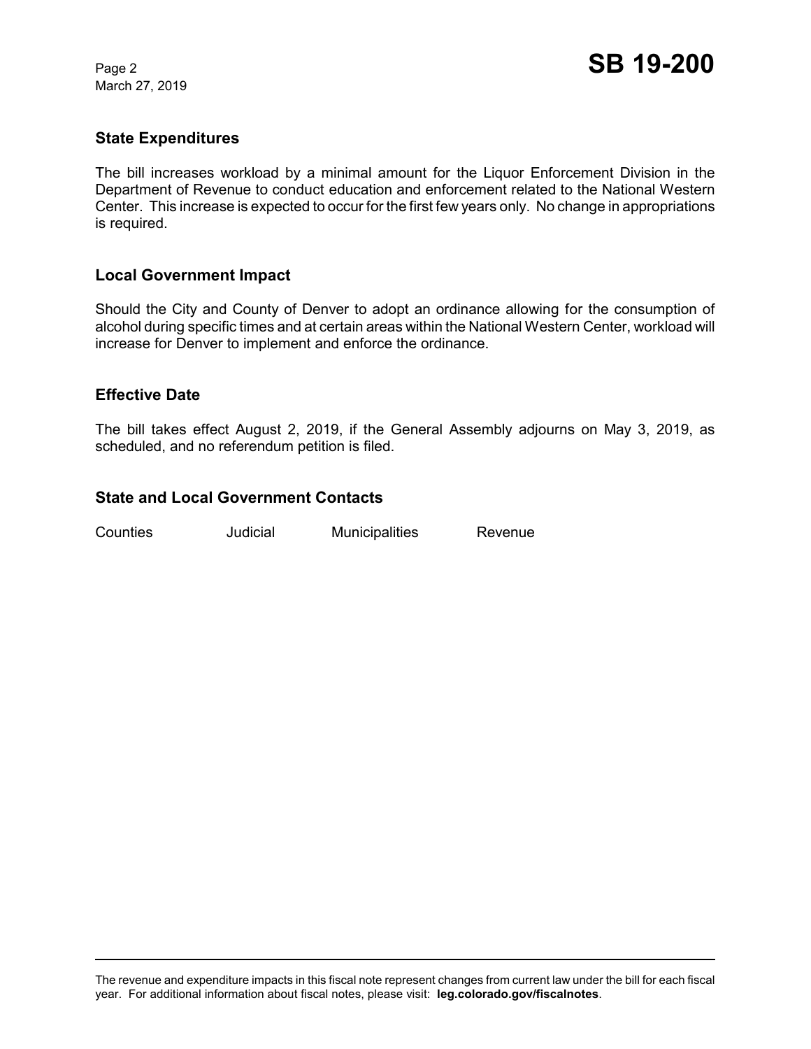## State Expenditures

The bill increases workload by a minimal amount for the Liquor Enforcement Division in the Department of Revenue to conduct education and enforcement related to the National Western Center. This increase is expected to occur for the first few years only. No change in appropriations is required.

## Local Government Impact

Should the City and County of Denver to adopt an ordinance allowing for the consumption of alcohol during specific times and at certain areas within the National Western Center, workload will increase for Denver to implement and enforce the ordinance.

## Effective Date

The bill takes effect August 2, 2019, if the General Assembly adjourns on May 3, 2019, as scheduled, and no referendum petition is filed.

## State and Local Government Contacts

| | | | |
|---|---|---|---|
| Counties | Judicial | Municipalities | Revenue |

The revenue and expenditure impacts in this fiscal note represent changes from current law under the bill for each fiscal year. For additional information about fiscal notes, please visit: **leg.colorado.gov/fiscalnotes**.